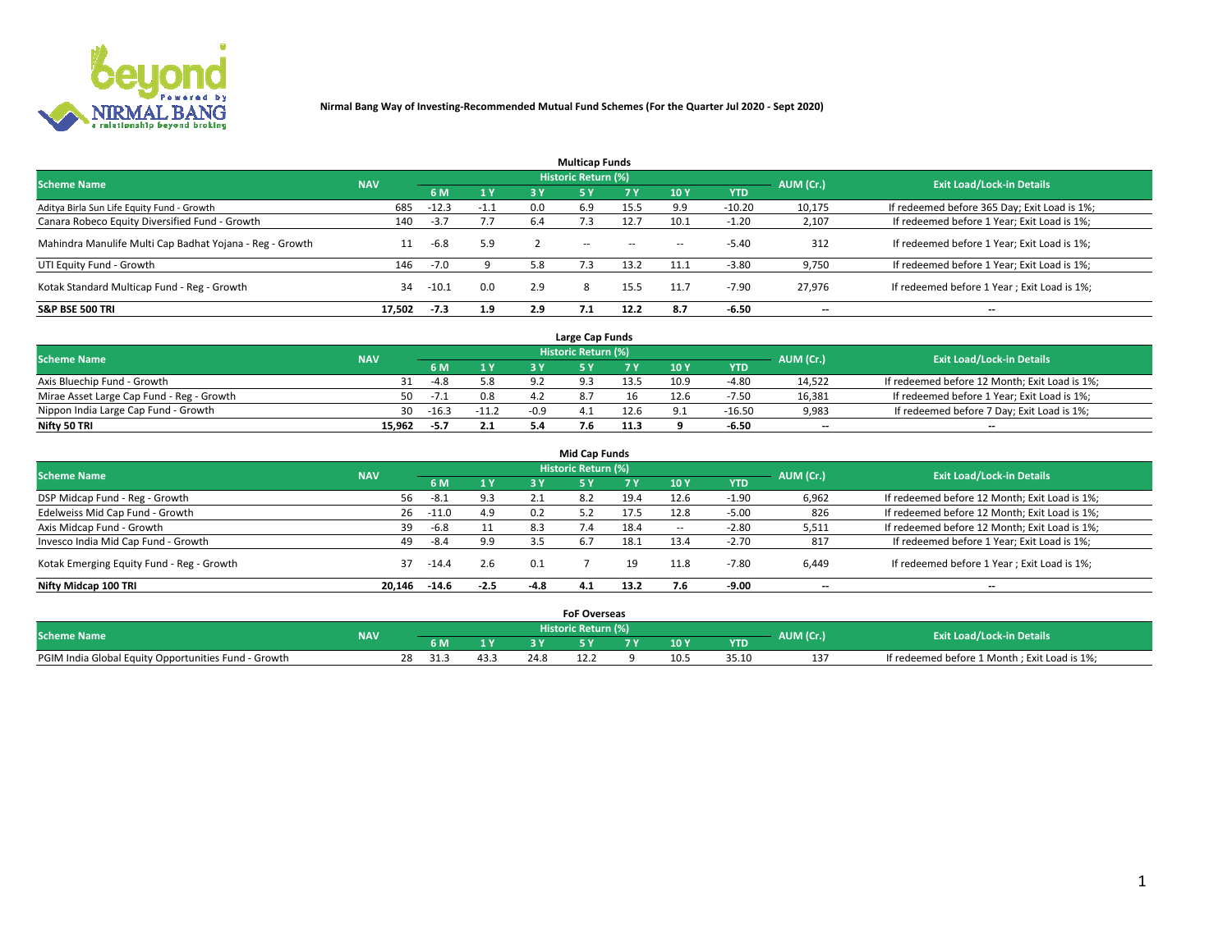**Nirmal Bang Way of Investing-Recommended Mutual Fund Schemes (For the Quarter Jul 2020 - Sept 2020)**

## Multicap Funds

| Scheme Name | NAV | Historic Return (%) | | | | | | | AUM (Cr.) | Exit Load/Lock-in Details |
|---|---|---|---|---|---|---|---|---|---|---|
| | | 6 M | 1 Y | 3 Y | 5 Y | 7 Y | 10 Y | YTD | | |
| Aditya Birla Sun Life Equity Fund - Growth | 685 | -12.3 | -1.1 | 0.0 | 6.9 | 15.5 | 9.9 | -10.20 | 10,175 | If redeemed before 365 Day; Exit Load is 1%; |
| Canara Robeco Equity Diversified Fund - Growth | 140 | -3.7 | 7.7 | 6.4 | 7.3 | 12.7 | 10.1 | -1.20 | 2,107 | If redeemed before 1 Year; Exit Load is 1%; |
| Mahindra Manulife Multi Cap Badhat Yojana - Reg - Growth | 11 | -6.8 | 5.9 | 2 | -- | -- | -- | -5.40 | 312 | If redeemed before 1 Year; Exit Load is 1%; |
| UTI Equity Fund - Growth | 146 | -7.0 | 9 | 5.8 | 7.3 | 13.2 | 11.1 | -3.80 | 9,750 | If redeemed before 1 Year; Exit Load is 1%; |
| Kotak Standard Multicap Fund - Reg - Growth | 34 | -10.1 | 0.0 | 2.9 | 8 | 15.5 | 11.7 | -7.90 | 27,976 | If redeemed before 1 Year ; Exit Load is 1%; |
| **S&P BSE 500 TRI** | **17,502** | **-7.3** | **1.9** | **2.9** | **7.1** | **12.2** | **8.7** | **-6.50** | **--** | **--** |

## Large Cap Funds

| Scheme Name | NAV | Historic Return (%) | | | | | | | AUM (Cr.) | Exit Load/Lock-in Details |
|---|---|---|---|---|---|---|---|---|---|---|
| | | 6 M | 1 Y | 3 Y | 5 Y | 7 Y | 10 Y | YTD | | |
| Axis Bluechip Fund - Growth | 31 | -4.8 | 5.8 | 9.2 | 9.3 | 13.5 | 10.9 | -4.80 | 14,522 | If redeemed before 12 Month; Exit Load is 1%; |
| Mirae Asset Large Cap Fund - Reg - Growth | 50 | -7.1 | 0.8 | 4.2 | 8.7 | 16 | 12.6 | -7.50 | 16,381 | If redeemed before 1 Year; Exit Load is 1%; |
| Nippon India Large Cap Fund - Growth | 30 | -16.3 | -11.2 | -0.9 | 4.1 | 12.6 | 9.1 | -16.50 | 9,983 | If redeemed before 7 Day; Exit Load is 1%; |
| **Nifty 50 TRI** | **15,962** | **-5.7** | **2.1** | **5.4** | **7.6** | **11.3** | **9** | **-6.50** | **--** | **--** |

## Mid Cap Funds

| Scheme Name | NAV | Historic Return (%) | | | | | | | AUM (Cr.) | Exit Load/Lock-in Details |
|---|---|---|---|---|---|---|---|---|---|---|
| | | 6 M | 1 Y | 3 Y | 5 Y | 7 Y | 10 Y | YTD | | |
| DSP Midcap Fund - Reg - Growth | 56 | -8.1 | 9.3 | 2.1 | 8.2 | 19.4 | 12.6 | -1.90 | 6,962 | If redeemed before 12 Month; Exit Load is 1%; |
| Edelweiss Mid Cap Fund - Growth | 26 | -11.0 | 4.9 | 0.2 | 5.2 | 17.5 | 12.8 | -5.00 | 826 | If redeemed before 12 Month; Exit Load is 1%; |
| Axis Midcap Fund - Growth | 39 | -6.8 | 11 | 8.3 | 7.4 | 18.4 | -- | -2.80 | 5,511 | If redeemed before 12 Month; Exit Load is 1%; |
| Invesco India Mid Cap Fund - Growth | 49 | -8.4 | 9.9 | 3.5 | 6.7 | 18.1 | 13.4 | -2.70 | 817 | If redeemed before 1 Year; Exit Load is 1%; |
| Kotak Emerging Equity Fund - Reg - Growth | 37 | -14.4 | 2.6 | 0.1 | 7 | 19 | 11.8 | -7.80 | 6,449 | If redeemed before 1 Year ; Exit Load is 1%; |
| **Nifty Midcap 100 TRI** | **20,146** | **-14.6** | **-2.5** | **-4.8** | **4.1** | **13.2** | **7.6** | **-9.00** | **--** | **--** |

## FoF Overseas

| Scheme Name | NAV | Historic Return (%) | | | | | | | AUM (Cr.) | Exit Load/Lock-in Details |
|---|---|---|---|---|---|---|---|---|---|---|
| | | 6 M | 1 Y | 3 Y | 5 Y | 7 Y | 10 Y | YTD | | |
| PGIM India Global Equity Opportunities Fund - Growth | 28 | 31.3 | 43.3 | 24.8 | 12.2 | 9 | 10.5 | 35.10 | 137 | If redeemed before 1 Month ; Exit Load is 1%; |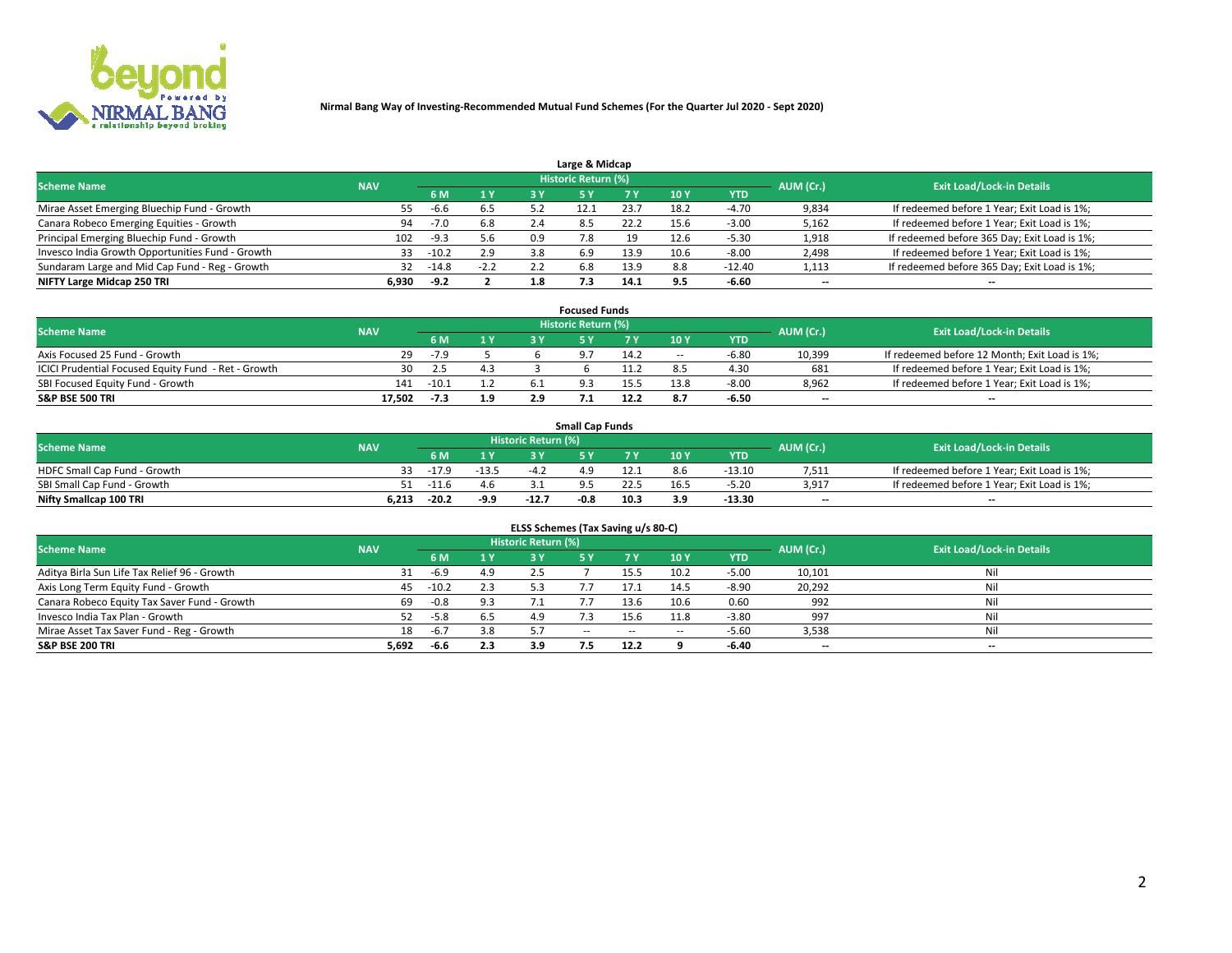**Nirmal Bang Way of Investing-Recommended Mutual Fund Schemes (For the Quarter Jul 2020 - Sept 2020)**

### Large & Midcap

| Scheme Name | NAV | Historic Return (%) | | | | | | | AUM (Cr.) | Exit Load/Lock-in Details |
|---|---|---|---|---|---|---|---|---|---|---|
| | | 6 M | 1 Y | 3 Y | 5 Y | 7 Y | 10 Y | YTD | | |
| Mirae Asset Emerging Bluechip Fund - Growth | 55 | -6.6 | 6.5 | 5.2 | 12.1 | 23.7 | 18.2 | -4.70 | 9,834 | If redeemed before 1 Year; Exit Load is 1%; |
| Canara Robeco Emerging Equities - Growth | 94 | -7.0 | 6.8 | 2.4 | 8.5 | 22.2 | 15.6 | -3.00 | 5,162 | If redeemed before 1 Year; Exit Load is 1%; |
| Principal Emerging Bluechip Fund - Growth | 102 | -9.3 | 5.6 | 0.9 | 7.8 | 19 | 12.6 | -5.30 | 1,918 | If redeemed before 365 Day; Exit Load is 1%; |
| Invesco India Growth Opportunities Fund - Growth | 33 | -10.2 | 2.9 | 3.8 | 6.9 | 13.9 | 10.6 | -8.00 | 2,498 | If redeemed before 1 Year; Exit Load is 1%; |
| Sundaram Large and Mid Cap Fund - Reg - Growth | 32 | -14.8 | -2.2 | 2.2 | 6.8 | 13.9 | 8.8 | -12.40 | 1,113 | If redeemed before 365 Day; Exit Load is 1%; |
| **NIFTY Large Midcap 250 TRI** | **6,930** | **-9.2** | **2** | **1.8** | **7.3** | **14.1** | **9.5** | **-6.60** | **--** | **--** |

### Focused Funds

| Scheme Name | NAV | Historic Return (%) | | | | | | | AUM (Cr.) | Exit Load/Lock-in Details |
|---|---|---|---|---|---|---|---|---|---|---|
| | | 6 M | 1 Y | 3 Y | 5 Y | 7 Y | 10 Y | YTD | | |
| Axis Focused 25 Fund - Growth | 29 | -7.9 | 5 | 6 | 9.7 | 14.2 | -- | -6.80 | 10,399 | If redeemed before 12 Month; Exit Load is 1%; |
| ICICI Prudential Focused Equity Fund - Ret - Growth | 30 | 2.5 | 4.3 | 3 | 6 | 11.2 | 8.5 | 4.30 | 681 | If redeemed before 1 Year; Exit Load is 1%; |
| SBI Focused Equity Fund - Growth | 141 | -10.1 | 1.2 | 6.1 | 9.3 | 15.5 | 13.8 | -8.00 | 8,962 | If redeemed before 1 Year; Exit Load is 1%; |
| **S&P BSE 500 TRI** | **17,502** | **-7.3** | **1.9** | **2.9** | **7.1** | **12.2** | **8.7** | **-6.50** | **--** | **--** |

### Small Cap Funds

| Scheme Name | NAV | Historic Return (%) | | | | | | | AUM (Cr.) | Exit Load/Lock-in Details |
|---|---|---|---|---|---|---|---|---|---|---|
| | | 6 M | 1 Y | 3 Y | 5 Y | 7 Y | 10 Y | YTD | | |
| HDFC Small Cap Fund - Growth | 33 | -17.9 | -13.5 | -4.2 | 4.9 | 12.1 | 8.6 | -13.10 | 7,511 | If redeemed before 1 Year; Exit Load is 1%; |
| SBI Small Cap Fund - Growth | 51 | -11.6 | 4.6 | 3.1 | 9.5 | 22.5 | 16.5 | -5.20 | 3,917 | If redeemed before 1 Year; Exit Load is 1%; |
| **Nifty Smallcap 100 TRI** | **6,213** | **-20.2** | **-9.9** | **-12.7** | **-0.8** | **10.3** | **3.9** | **-13.30** | **--** | **--** |

### ELSS Schemes (Tax Saving u/s 80-C)

| Scheme Name | NAV | Historic Return (%) | | | | | | | AUM (Cr.) | Exit Load/Lock-in Details |
|---|---|---|---|---|---|---|---|---|---|---|
| | | 6 M | 1 Y | 3 Y | 5 Y | 7 Y | 10 Y | YTD | | |
| Aditya Birla Sun Life Tax Relief 96 - Growth | 31 | -6.9 | 4.9 | 2.5 | 7 | 15.5 | 10.2 | -5.00 | 10,101 | Nil |
| Axis Long Term Equity Fund - Growth | 45 | -10.2 | 2.3 | 5.3 | 7.7 | 17.1 | 14.5 | -8.90 | 20,292 | Nil |
| Canara Robeco Equity Tax Saver Fund - Growth | 69 | -0.8 | 9.3 | 7.1 | 7.7 | 13.6 | 10.6 | 0.60 | 992 | Nil |
| Invesco India Tax Plan - Growth | 52 | -5.8 | 6.5 | 4.9 | 7.3 | 15.6 | 11.8 | -3.80 | 997 | Nil |
| Mirae Asset Tax Saver Fund - Reg - Growth | 18 | -6.7 | 3.8 | 5.7 | -- | -- | -- | -5.60 | 3,538 | Nil |
| **S&P BSE 200 TRI** | **5,692** | **-6.6** | **2.3** | **3.9** | **7.5** | **12.2** | **9** | **-6.40** | **--** | **--** |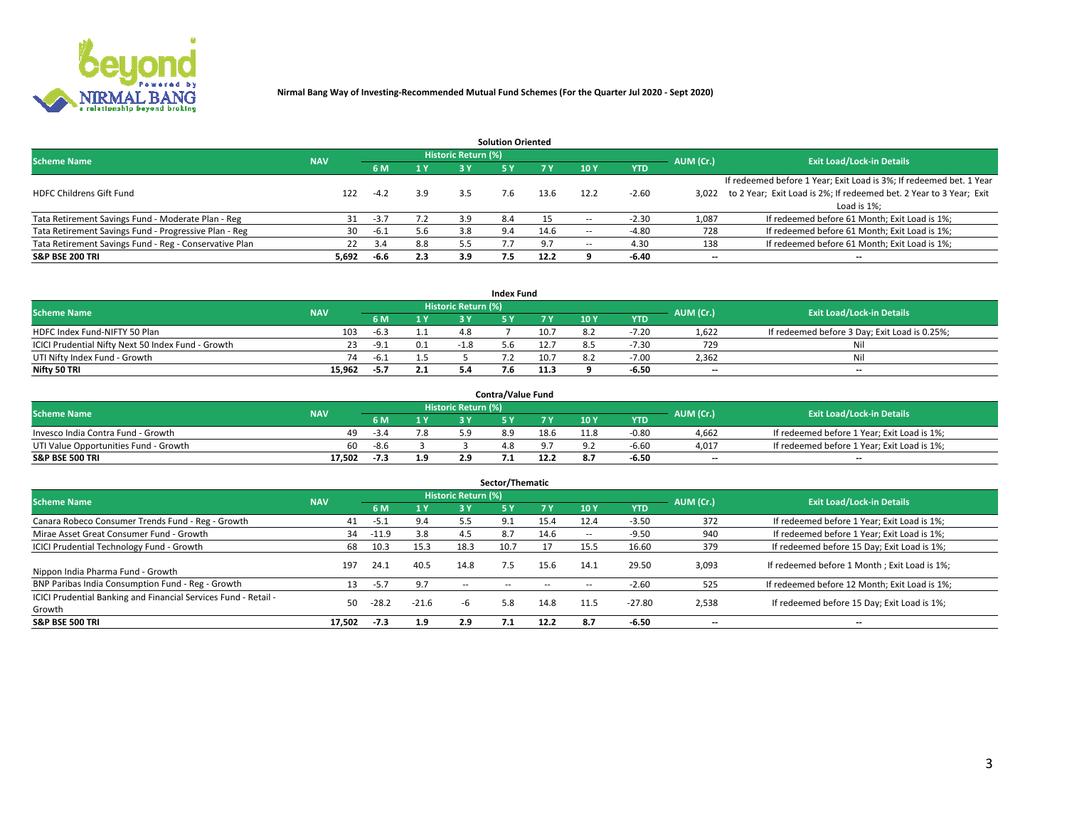**Nirmal Bang Way of Investing-Recommended Mutual Fund Schemes (For the Quarter Jul 2020 - Sept 2020)**

### Solution Oriented

| Scheme Name | NAV | Historic Return (%) | | | | | | YTD | AUM (Cr.) | Exit Load/Lock-in Details |
|---|---|---|---|---|---|---|---|---|---|---|
| | | 6 M | 1 Y | 3 Y | 5 Y | 7 Y | 10 Y | | | |
| HDFC Childrens Gift Fund | 122 | -4.2 | 3.9 | 3.5 | 7.6 | 13.6 | 12.2 | -2.60 | 3,022 | If redeemed before 1 Year; Exit Load is 3%; If redeemed bet. 1 Year to 2 Year; Exit Load is 2%; If redeemed bet. 2 Year to 3 Year; Exit Load is 1%; |
| Tata Retirement Savings Fund - Moderate Plan - Reg | 31 | -3.7 | 7.2 | 3.9 | 8.4 | 15 | -- | -2.30 | 1,087 | If redeemed before 61 Month; Exit Load is 1%; |
| Tata Retirement Savings Fund - Progressive Plan - Reg | 30 | -6.1 | 5.6 | 3.8 | 9.4 | 14.6 | -- | -4.80 | 728 | If redeemed before 61 Month; Exit Load is 1%; |
| Tata Retirement Savings Fund - Reg - Conservative Plan | 22 | 3.4 | 8.8 | 5.5 | 7.7 | 9.7 | -- | 4.30 | 138 | If redeemed before 61 Month; Exit Load is 1%; |
| **S&P BSE 200 TRI** | **5,692** | **-6.6** | **2.3** | **3.9** | **7.5** | **12.2** | **9** | **-6.40** | **--** | **--** |

### Index Fund

| Scheme Name | NAV | Historic Return (%) | | | | | | YTD | AUM (Cr.) | Exit Load/Lock-in Details |
|---|---|---|---|---|---|---|---|---|---|---|
| | | 6 M | 1 Y | 3 Y | 5 Y | 7 Y | 10 Y | | | |
| HDFC Index Fund-NIFTY 50 Plan | 103 | -6.3 | 1.1 | 4.8 | 7 | 10.7 | 8.2 | -7.20 | 1,622 | If redeemed before 3 Day; Exit Load is 0.25%; |
| ICICI Prudential Nifty Next 50 Index Fund - Growth | 23 | -9.1 | 0.1 | -1.8 | 5.6 | 12.7 | 8.5 | -7.30 | 729 | Nil |
| UTI Nifty Index Fund - Growth | 74 | -6.1 | 1.5 | 5 | 7.2 | 10.7 | 8.2 | -7.00 | 2,362 | Nil |
| **Nifty 50 TRI** | **15,962** | **-5.7** | **2.1** | **5.4** | **7.6** | **11.3** | **9** | **-6.50** | **--** | **--** |

### Contra/Value Fund

| Scheme Name | NAV | Historic Return (%) | | | | | | YTD | AUM (Cr.) | Exit Load/Lock-in Details |
|---|---|---|---|---|---|---|---|---|---|---|
| | | 6 M | 1 Y | 3 Y | 5 Y | 7 Y | 10 Y | | | |
| Invesco India Contra Fund - Growth | 49 | -3.4 | 7.8 | 5.9 | 8.9 | 18.6 | 11.8 | -0.80 | 4,662 | If redeemed before 1 Year; Exit Load is 1%; |
| UTI Value Opportunities Fund - Growth | 60 | -8.6 | 3 | 3 | 4.8 | 9.7 | 9.2 | -6.60 | 4,017 | If redeemed before 1 Year; Exit Load is 1%; |
| **S&P BSE 500 TRI** | **17,502** | **-7.3** | **1.9** | **2.9** | **7.1** | **12.2** | **8.7** | **-6.50** | **--** | **--** |

### Sector/Thematic

| Scheme Name | NAV | Historic Return (%) | | | | | | YTD | AUM (Cr.) | Exit Load/Lock-in Details |
|---|---|---|---|---|---|---|---|---|---|---|
| | | 6 M | 1 Y | 3 Y | 5 Y | 7 Y | 10 Y | | | |
| Canara Robeco Consumer Trends Fund - Reg - Growth | 41 | -5.1 | 9.4 | 5.5 | 9.1 | 15.4 | 12.4 | -3.50 | 372 | If redeemed before 1 Year; Exit Load is 1%; |
| Mirae Asset Great Consumer Fund - Growth | 34 | -11.9 | 3.8 | 4.5 | 8.7 | 14.6 | -- | -9.50 | 940 | If redeemed before 1 Year; Exit Load is 1%; |
| ICICI Prudential Technology Fund - Growth | 68 | 10.3 | 15.3 | 18.3 | 10.7 | 17 | 15.5 | 16.60 | 379 | If redeemed before 15 Day; Exit Load is 1%; |
| Nippon India Pharma Fund - Growth | 197 | 24.1 | 40.5 | 14.8 | 7.5 | 15.6 | 14.1 | 29.50 | 3,093 | If redeemed before 1 Month ; Exit Load is 1%; |
| BNP Paribas India Consumption Fund - Reg - Growth | 13 | -5.7 | 9.7 | -- | -- | -- | -- | -2.60 | 525 | If redeemed before 12 Month; Exit Load is 1%; |
| ICICI Prudential Banking and Financial Services Fund - Retail - Growth | 50 | -28.2 | -21.6 | -6 | 5.8 | 14.8 | 11.5 | -27.80 | 2,538 | If redeemed before 15 Day; Exit Load is 1%; |
| **S&P BSE 500 TRI** | **17,502** | **-7.3** | **1.9** | **2.9** | **7.1** | **12.2** | **8.7** | **-6.50** | **--** | **--** |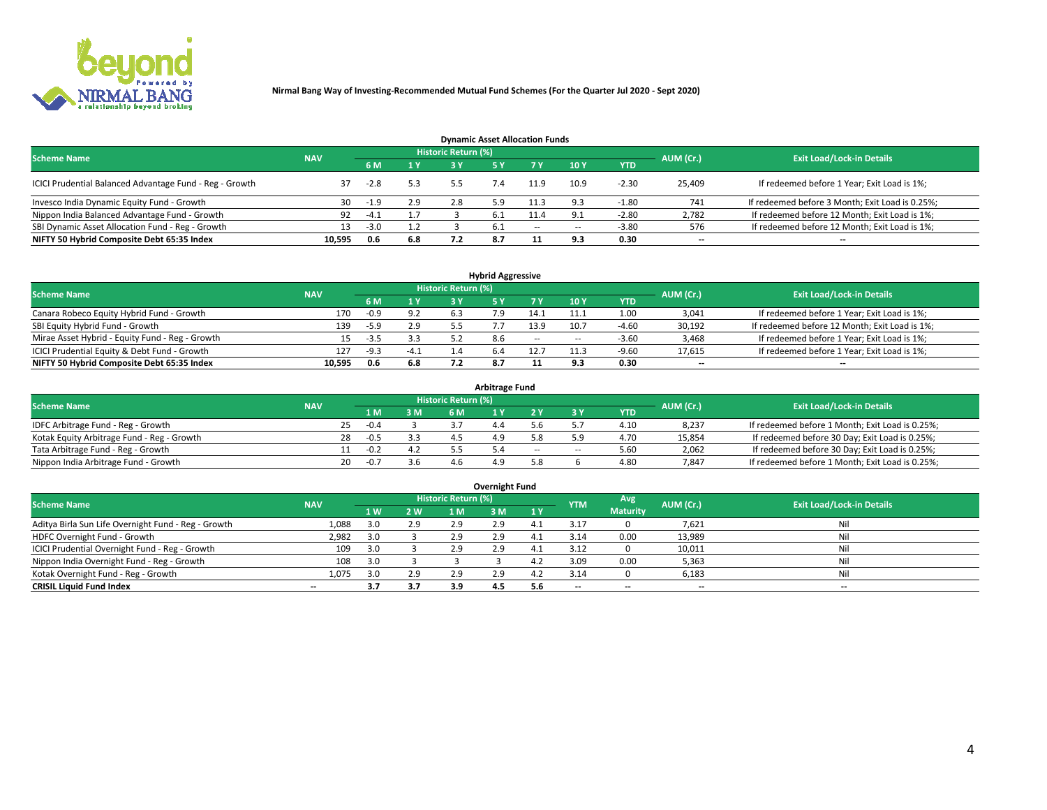Nirmal Bang Way of Investing-Recommended Mutual Fund Schemes (For the Quarter Jul 2020 - Sept 2020)

## Dynamic Asset Allocation Funds

| Scheme Name | NAV | Historic Return (%) | | | | | | | AUM (Cr.) | Exit Load/Lock-in Details |
|---|---|---|---|---|---|---|---|---|---|---|
| | | 6 M | 1 Y | 3 Y | 5 Y | 7 Y | 10 Y | YTD | | |
| ICICI Prudential Balanced Advantage Fund - Reg - Growth | 37 | -2.8 | 5.3 | 5.5 | 7.4 | 11.9 | 10.9 | -2.30 | 25,409 | If redeemed before 1 Year; Exit Load is 1%; |
| Invesco India Dynamic Equity Fund - Growth | 30 | -1.9 | 2.9 | 2.8 | 5.9 | 11.3 | 9.3 | -1.80 | 741 | If redeemed before 3 Month; Exit Load is 0.25%; |
| Nippon India Balanced Advantage Fund - Growth | 92 | -4.1 | 1.7 | 3 | 6.1 | 11.4 | 9.1 | -2.80 | 2,782 | If redeemed before 12 Month; Exit Load is 1%; |
| SBI Dynamic Asset Allocation Fund - Reg - Growth | 13 | -3.0 | 1.2 | 3 | 6.1 | -- | -- | -3.80 | 576 | If redeemed before 12 Month; Exit Load is 1%; |
| **NIFTY 50 Hybrid Composite Debt 65:35 Index** | **10,595** | **0.6** | **6.8** | **7.2** | **8.7** | **11** | **9.3** | **0.30** | **--** | **--** |

## Hybrid Aggressive

| Scheme Name | NAV | Historic Return (%) | | | | | | | AUM (Cr.) | Exit Load/Lock-in Details |
|---|---|---|---|---|---|---|---|---|---|---|
| | | 6 M | 1 Y | 3 Y | 5 Y | 7 Y | 10 Y | YTD | | |
| Canara Robeco Equity Hybrid Fund - Growth | 170 | -0.9 | 9.2 | 6.3 | 7.9 | 14.1 | 11.1 | 1.00 | 3,041 | If redeemed before 1 Year; Exit Load is 1%; |
| SBI Equity Hybrid Fund - Growth | 139 | -5.9 | 2.9 | 5.5 | 7.7 | 13.9 | 10.7 | -4.60 | 30,192 | If redeemed before 12 Month; Exit Load is 1%; |
| Mirae Asset Hybrid - Equity Fund - Reg - Growth | 15 | -3.5 | 3.3 | 5.2 | 8.6 | -- | -- | -3.60 | 3,468 | If redeemed before 1 Year; Exit Load is 1%; |
| ICICI Prudential Equity & Debt Fund - Growth | 127 | -9.3 | -4.1 | 1.4 | 6.4 | 12.7 | 11.3 | -9.60 | 17,615 | If redeemed before 1 Year; Exit Load is 1%; |
| **NIFTY 50 Hybrid Composite Debt 65:35 Index** | **10,595** | **0.6** | **6.8** | **7.2** | **8.7** | **11** | **9.3** | **0.30** | **--** | **--** |

## Arbitrage Fund

| Scheme Name | NAV | Historic Return (%) | | | | | | | AUM (Cr.) | Exit Load/Lock-in Details |
|---|---|---|---|---|---|---|---|---|---|---|
| | | 1 M | 3 M | 6 M | 1 Y | 2 Y | 3 Y | YTD | | |
| IDFC Arbitrage Fund - Reg - Growth | 25 | -0.4 | 3 | 3.7 | 4.4 | 5.6 | 5.7 | 4.10 | 8,237 | If redeemed before 1 Month; Exit Load is 0.25%; |
| Kotak Equity Arbitrage Fund - Reg - Growth | 28 | -0.5 | 3.3 | 4.5 | 4.9 | 5.8 | 5.9 | 4.70 | 15,854 | If redeemed before 30 Day; Exit Load is 0.25%; |
| Tata Arbitrage Fund - Reg - Growth | 11 | -0.2 | 4.2 | 5.5 | 5.4 | -- | -- | 5.60 | 2,062 | If redeemed before 30 Day; Exit Load is 0.25%; |
| Nippon India Arbitrage Fund - Growth | 20 | -0.7 | 3.6 | 4.6 | 4.9 | 5.8 | 6 | 4.80 | 7,847 | If redeemed before 1 Month; Exit Load is 0.25%; |

## Overnight Fund

| Scheme Name | NAV | Historic Return (%) | | | | | YTM | Avg Maturity | AUM (Cr.) | Exit Load/Lock-in Details |
|---|---|---|---|---|---|---|---|---|---|---|
| | | 1 W | 2 W | 1 M | 3 M | 1 Y | | | | |
| Aditya Birla Sun Life Overnight Fund - Reg - Growth | 1,088 | 3.0 | 2.9 | 2.9 | 2.9 | 4.1 | 3.17 | 0 | 7,621 | Nil |
| HDFC Overnight Fund - Growth | 2,982 | 3.0 | 3 | 2.9 | 2.9 | 4.1 | 3.14 | 0.00 | 13,989 | Nil |
| ICICI Prudential Overnight Fund - Reg - Growth | 109 | 3.0 | 3 | 2.9 | 2.9 | 4.1 | 3.12 | 0 | 10,011 | Nil |
| Nippon India Overnight Fund - Reg - Growth | 108 | 3.0 | 3 | 3 | 3 | 4.2 | 3.09 | 0.00 | 5,363 | Nil |
| Kotak Overnight Fund - Reg - Growth | 1,075 | 3.0 | 2.9 | 2.9 | 2.9 | 4.2 | 3.14 | 0 | 6,183 | Nil |
| **CRISIL Liquid Fund Index** | **--** | **3.7** | **3.7** | **3.9** | **4.5** | **5.6** | **--** | **--** | **--** | **--** |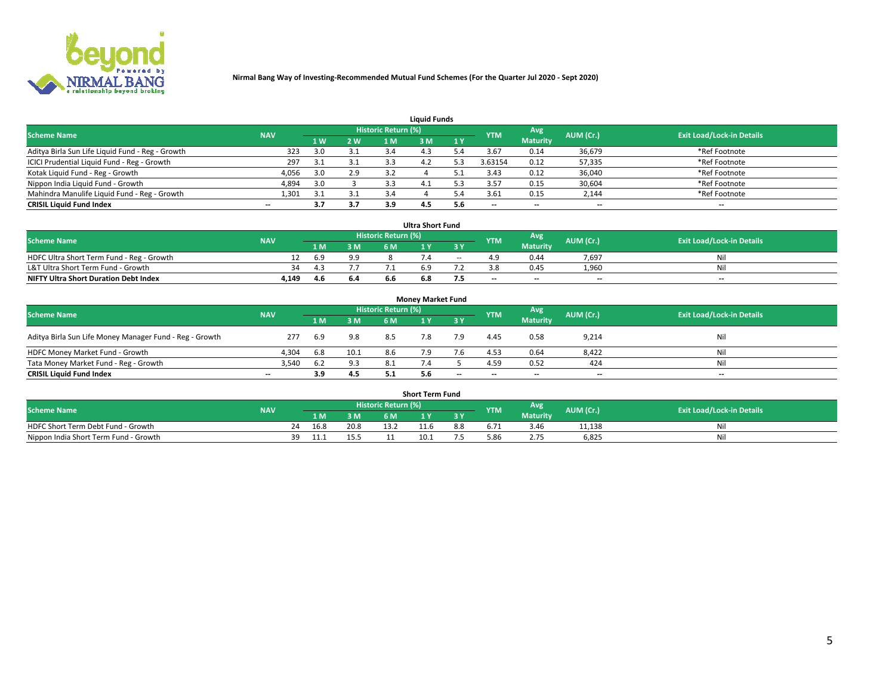Nirmal Bang Way of Investing-Recommended Mutual Fund Schemes (For the Quarter Jul 2020 - Sept 2020)

## Liquid Funds

| Scheme Name | NAV | Historic Return (%) | | | | | YTM | Avg Maturity | AUM (Cr.) | Exit Load/Lock-in Details |
|---|---|---|---|---|---|---|---|---|---|---|
| | | 1 W | 2 W | 1 M | 3 M | 1 Y | | | | |
| Aditya Birla Sun Life Liquid Fund - Reg - Growth | 323 | 3.0 | 3.1 | 3.4 | 4.3 | 5.4 | 3.67 | 0.14 | 36,679 | *Ref Footnote |
| ICICI Prudential Liquid Fund - Reg - Growth | 297 | 3.1 | 3.1 | 3.3 | 4.2 | 5.3 | 3.63154 | 0.12 | 57,335 | *Ref Footnote |
| Kotak Liquid Fund - Reg - Growth | 4,056 | 3.0 | 2.9 | 3.2 | 4 | 5.1 | 3.43 | 0.12 | 36,040 | *Ref Footnote |
| Nippon India Liquid Fund - Growth | 4,894 | 3.0 | 3 | 3.3 | 4.1 | 5.3 | 3.57 | 0.15 | 30,604 | *Ref Footnote |
| Mahindra Manulife Liquid Fund - Reg - Growth | 1,301 | 3.1 | 3.1 | 3.4 | 4 | 5.4 | 3.61 | 0.15 | 2,144 | *Ref Footnote |
| **CRISIL Liquid Fund Index** | -- | **3.7** | **3.7** | **3.9** | **4.5** | **5.6** | -- | -- | -- | -- |

## Ultra Short Fund

| Scheme Name | NAV | Historic Return (%) | | | | | YTM | Avg Maturity | AUM (Cr.) | Exit Load/Lock-in Details |
|---|---|---|---|---|---|---|---|---|---|---|
| | | 1 M | 3 M | 6 M | 1 Y | 3 Y | | | | |
| HDFC Ultra Short Term Fund - Reg - Growth | 12 | 6.9 | 9.9 | 8 | 7.4 | -- | 4.9 | 0.44 | 7,697 | Nil |
| L&T Ultra Short Term Fund - Growth | 34 | 4.3 | 7.7 | 7.1 | 6.9 | 7.2 | 3.8 | 0.45 | 1,960 | Nil |
| **NIFTY Ultra Short Duration Debt Index** | **4,149** | **4.6** | **6.4** | **6.6** | **6.8** | **7.5** | -- | -- | -- | -- |

## Money Market Fund

| Scheme Name | NAV | Historic Return (%) | | | | | YTM | Avg Maturity | AUM (Cr.) | Exit Load/Lock-in Details |
|---|---|---|---|---|---|---|---|---|---|---|
| | | 1 M | 3 M | 6 M | 1 Y | 3 Y | | | | |
| Aditya Birla Sun Life Money Manager Fund - Reg - Growth | 277 | 6.9 | 9.8 | 8.5 | 7.8 | 7.9 | 4.45 | 0.58 | 9,214 | Nil |
| HDFC Money Market Fund - Growth | 4,304 | 6.8 | 10.1 | 8.6 | 7.9 | 7.6 | 4.53 | 0.64 | 8,422 | Nil |
| Tata Money Market Fund - Reg - Growth | 3,540 | 6.2 | 9.3 | 8.1 | 7.4 | 5 | 4.59 | 0.52 | 424 | Nil |
| **CRISIL Liquid Fund Index** | -- | **3.9** | **4.5** | **5.1** | **5.6** | -- | -- | -- | -- | -- |

## Short Term Fund

| Scheme Name | NAV | Historic Return (%) | | | | | YTM | Avg Maturity | AUM (Cr.) | Exit Load/Lock-in Details |
|---|---|---|---|---|---|---|---|---|---|---|
| | | 1 M | 3 M | 6 M | 1 Y | 3 Y | | | | |
| HDFC Short Term Debt Fund - Growth | 24 | 16.8 | 20.8 | 13.2 | 11.6 | 8.8 | 6.71 | 3.46 | 11,138 | Nil |
| Nippon India Short Term Fund - Growth | 39 | 11.1 | 15.5 | 11 | 10.1 | 7.5 | 5.86 | 2.75 | 6,825 | Nil |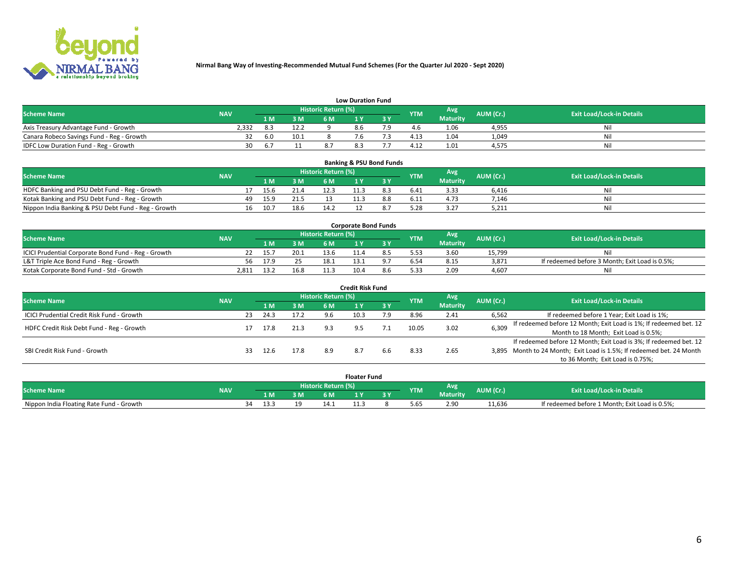Nirmal Bang Way of Investing-Recommended Mutual Fund Schemes (For the Quarter Jul 2020 - Sept 2020)

## Low Duration Fund

| Scheme Name | NAV | Historic Return (%) | | | | | YTM | Avg Maturity | AUM (Cr.) | Exit Load/Lock-in Details |
|---|---|---|---|---|---|---|---|---|---|---|
| | | 1 M | 3 M | 6 M | 1 Y | 3 Y | | | | |
| Axis Treasury Advantage Fund - Growth | 2,332 | 8.3 | 12.2 | 9 | 8.6 | 7.9 | 4.6 | 1.06 | 4,955 | Nil |
| Canara Robeco Savings Fund - Reg - Growth | 32 | 6.0 | 10.1 | 8 | 7.6 | 7.3 | 4.13 | 1.04 | 1,049 | Nil |
| IDFC Low Duration Fund - Reg - Growth | 30 | 6.7 | 11 | 8.7 | 8.3 | 7.7 | 4.12 | 1.01 | 4,575 | Nil |

## Banking & PSU Bond Funds

| Scheme Name | NAV | Historic Return (%) | | | | | YTM | Avg Maturity | AUM (Cr.) | Exit Load/Lock-in Details |
|---|---|---|---|---|---|---|---|---|---|---|
| | | 1 M | 3 M | 6 M | 1 Y | 3 Y | | | | |
| HDFC Banking and PSU Debt Fund - Reg - Growth | 17 | 15.6 | 21.4 | 12.3 | 11.3 | 8.3 | 6.41 | 3.33 | 6,416 | Nil |
| Kotak Banking and PSU Debt Fund - Reg - Growth | 49 | 15.9 | 21.5 | 13 | 11.3 | 8.8 | 6.11 | 4.73 | 7,146 | Nil |
| Nippon India Banking & PSU Debt Fund - Reg - Growth | 16 | 10.7 | 18.6 | 14.2 | 12 | 8.7 | 5.28 | 3.27 | 5,211 | Nil |

## Corporate Bond Funds

| Scheme Name | NAV | Historic Return (%) | | | | | YTM | Avg Maturity | AUM (Cr.) | Exit Load/Lock-in Details |
|---|---|---|---|---|---|---|---|---|---|---|
| | | 1 M | 3 M | 6 M | 1 Y | 3 Y | | | | |
| ICICI Prudential Corporate Bond Fund - Reg - Growth | 22 | 15.7 | 20.1 | 13.6 | 11.4 | 8.5 | 5.53 | 3.60 | 15,799 | Nil |
| L&T Triple Ace Bond Fund - Reg - Growth | 56 | 17.9 | 25 | 18.1 | 13.1 | 9.7 | 6.54 | 8.15 | 3,871 | If redeemed before 3 Month; Exit Load is 0.5%; |
| Kotak Corporate Bond Fund - Std - Growth | 2,811 | 13.2 | 16.8 | 11.3 | 10.4 | 8.6 | 5.33 | 2.09 | 4,607 | Nil |

## Credit Risk Fund

| Scheme Name | NAV | Historic Return (%) | | | | | YTM | Avg Maturity | AUM (Cr.) | Exit Load/Lock-in Details |
|---|---|---|---|---|---|---|---|---|---|---|
| | | 1 M | 3 M | 6 M | 1 Y | 3 Y | | | | |
| ICICI Prudential Credit Risk Fund - Growth | 23 | 24.3 | 17.2 | 9.6 | 10.3 | 7.9 | 8.96 | 2.41 | 6,562 | If redeemed before 1 Year; Exit Load is 1%; |
| HDFC Credit Risk Debt Fund - Reg - Growth | 17 | 17.8 | 21.3 | 9.3 | 9.5 | 7.1 | 10.05 | 3.02 | 6,309 | If redeemed before 12 Month; Exit Load is 1%; If redeemed bet. 12 Month to 18 Month; Exit Load is 0.5%; |
| SBI Credit Risk Fund - Growth | 33 | 12.6 | 17.8 | 8.9 | 8.7 | 6.6 | 8.33 | 2.65 | 3,895 | If redeemed before 12 Month; Exit Load is 3%; If redeemed bet. 12 Month to 24 Month; Exit Load is 1.5%; If redeemed bet. 24 Month to 36 Month; Exit Load is 0.75%; |

## Floater Fund

| Scheme Name | NAV | Historic Return (%) | | | | | YTM | Avg Maturity | AUM (Cr.) | Exit Load/Lock-in Details |
|---|---|---|---|---|---|---|---|---|---|---|
| | | 1 M | 3 M | 6 M | 1 Y | 3 Y | | | | |
| Nippon India Floating Rate Fund - Growth | 34 | 13.3 | 19 | 14.1 | 11.3 | 8 | 5.65 | 2.90 | 11,636 | If redeemed before 1 Month; Exit Load is 0.5%; |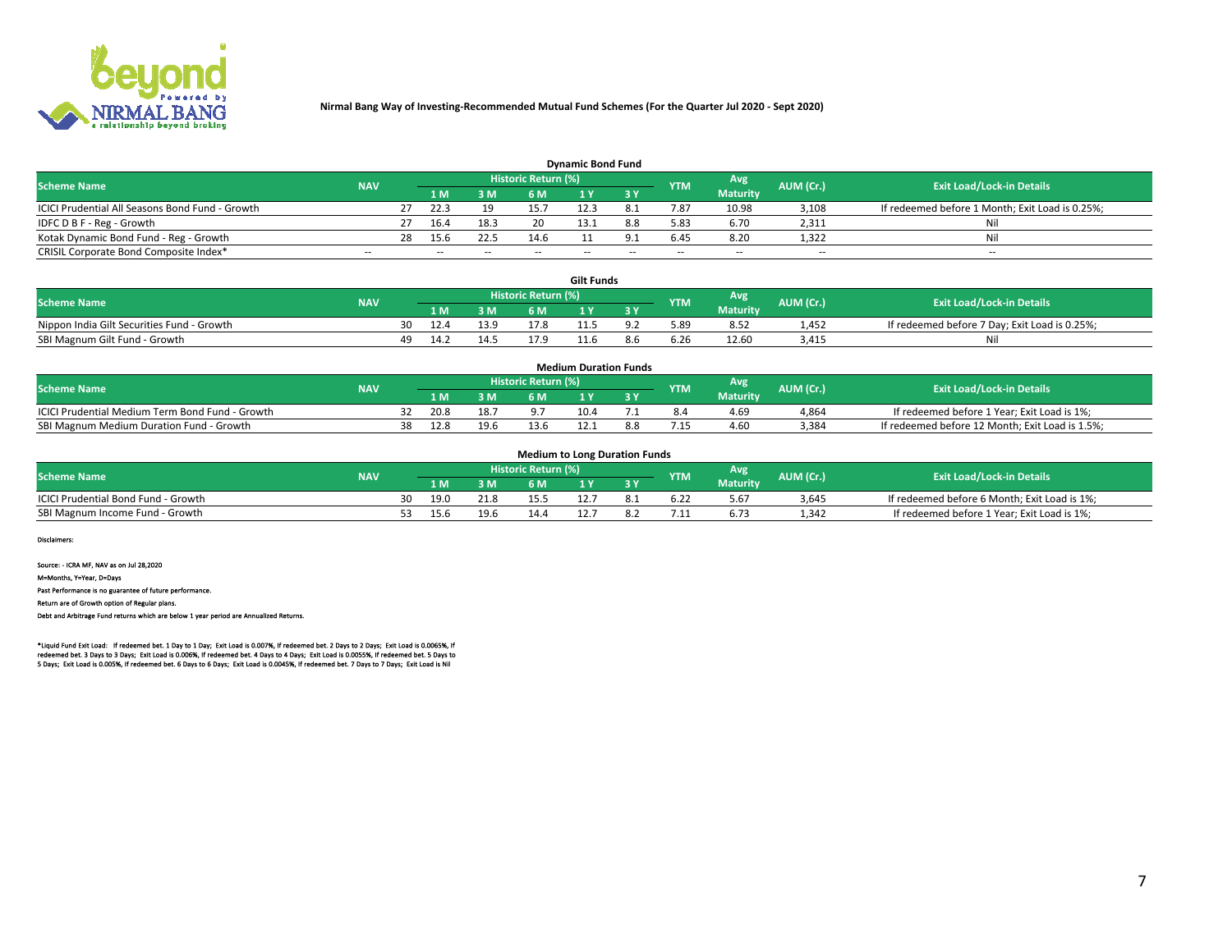**Nirmal Bang Way of Investing-Recommended Mutual Fund Schemes (For the Quarter Jul 2020 - Sept 2020)**

### Dynamic Bond Fund

| Scheme Name | NAV | Historic Return (%) | | | | | YTM | Avg Maturity | AUM (Cr.) | Exit Load/Lock-in Details |
|---|---|---|---|---|---|---|---|---|---|---|
| | | 1 M | 3 M | 6 M | 1 Y | 3 Y | | | | |
| ICICI Prudential All Seasons Bond Fund - Growth | 27 | 22.3 | 19 | 15.7 | 12.3 | 8.1 | 7.87 | 10.98 | 3,108 | If redeemed before 1 Month; Exit Load is 0.25%; |
| IDFC D B F - Reg - Growth | 27 | 16.4 | 18.3 | 20 | 13.1 | 8.8 | 5.83 | 6.70 | 2,311 | Nil |
| Kotak Dynamic Bond Fund - Reg - Growth | 28 | 15.6 | 22.5 | 14.6 | 11 | 9.1 | 6.45 | 8.20 | 1,322 | Nil |
| CRISIL Corporate Bond Composite Index* | -- | -- | -- | -- | -- | -- | -- | -- | -- | -- |

### Gilt Funds

| Scheme Name | NAV | Historic Return (%) | | | | | YTM | Avg Maturity | AUM (Cr.) | Exit Load/Lock-in Details |
|---|---|---|---|---|---|---|---|---|---|---|
| | | 1 M | 3 M | 6 M | 1 Y | 3 Y | | | | |
| Nippon India Gilt Securities Fund - Growth | 30 | 12.4 | 13.9 | 17.8 | 11.5 | 9.2 | 5.89 | 8.52 | 1,452 | If redeemed before 7 Day; Exit Load is 0.25%; |
| SBI Magnum Gilt Fund - Growth | 49 | 14.2 | 14.5 | 17.9 | 11.6 | 8.6 | 6.26 | 12.60 | 3,415 | Nil |

### Medium Duration Funds

| Scheme Name | NAV | Historic Return (%) | | | | | YTM | Avg Maturity | AUM (Cr.) | Exit Load/Lock-in Details |
|---|---|---|---|---|---|---|---|---|---|---|
| | | 1 M | 3 M | 6 M | 1 Y | 3 Y | | | | |
| ICICI Prudential Medium Term Bond Fund - Growth | 32 | 20.8 | 18.7 | 9.7 | 10.4 | 7.1 | 8.4 | 4.69 | 4,864 | If redeemed before 1 Year; Exit Load is 1%; |
| SBI Magnum Medium Duration Fund - Growth | 38 | 12.8 | 19.6 | 13.6 | 12.1 | 8.8 | 7.15 | 4.60 | 3,384 | If redeemed before 12 Month; Exit Load is 1.5%; |

### Medium to Long Duration Funds

| Scheme Name | NAV | Historic Return (%) | | | | | YTM | Avg Maturity | AUM (Cr.) | Exit Load/Lock-in Details |
|---|---|---|---|---|---|---|---|---|---|---|
| | | 1 M | 3 M | 6 M | 1 Y | 3 Y | | | | |
| ICICI Prudential Bond Fund - Growth | 30 | 19.0 | 21.8 | 15.5 | 12.7 | 8.1 | 6.22 | 5.67 | 3,645 | If redeemed before 6 Month; Exit Load is 1%; |
| SBI Magnum Income Fund - Growth | 53 | 15.6 | 19.6 | 14.4 | 12.7 | 8.2 | 7.11 | 6.73 | 1,342 | If redeemed before 1 Year; Exit Load is 1%; |

Disclaimers:

Source: - ICRA MF, NAV as on Jul 28,2020

M=Months, Y=Year, D=Days

Past Performance is no guarantee of future performance.

Return are of Growth option of Regular plans.

Debt and Arbitrage Fund returns which are below 1 year period are Annualized Returns.

*Liquid Fund Exit Load: If redeemed bet. 1 Day to 1 Day; Exit Load is 0.007%, If redeemed bet. 2 Days to 2 Days; Exit Load is 0.0065%, If redeemed bet. 3 Days to 3 Days; Exit Load is 0.006%, If redeemed bet. 4 Days to 4 Days; Exit Load is 0.0055%, If redeemed bet. 5 Days to 5 Days; Exit Load is 0.005%, If redeemed bet. 6 Days to 6 Days; Exit Load is 0.0045%, If redeemed bet. 7 Days to 7 Days; Exit Load is Nil